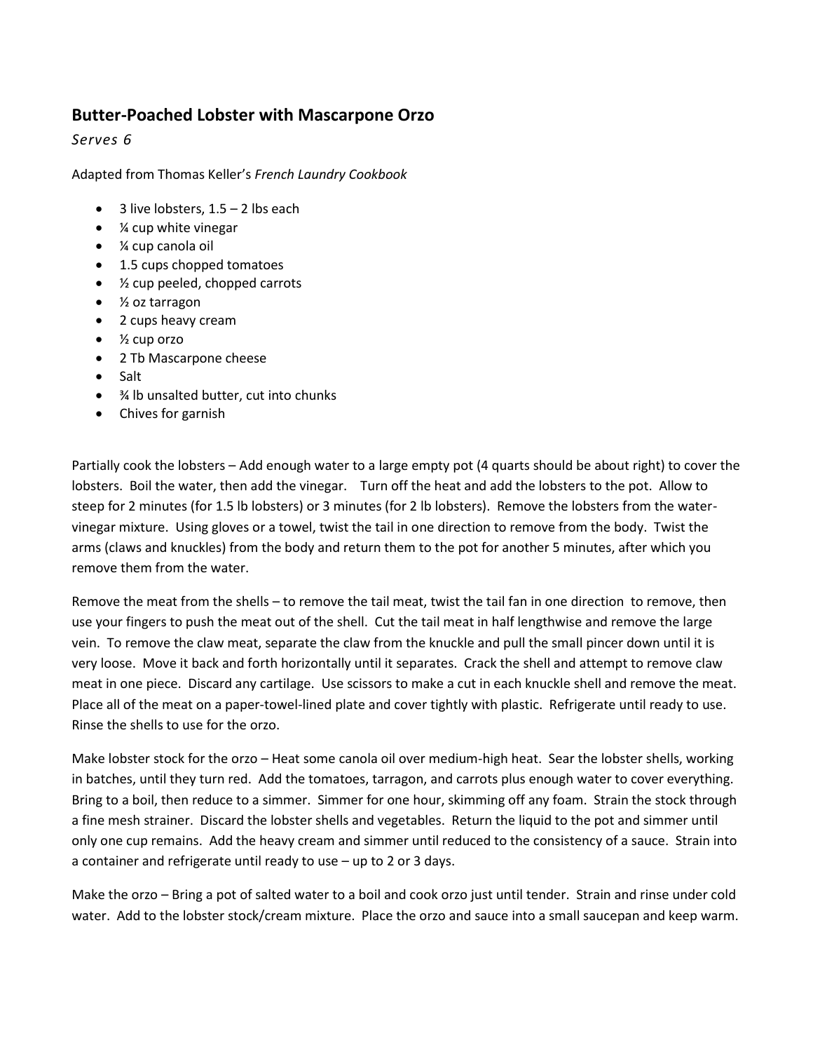## Butter-Poached Lobster with Mascarpone Orzo

*Serves 6*

Adapted from Thomas Keller's *French Laundry Cookbook*

- 3 live lobsters, 1.5 – 2 lbs each
- ¼ cup white vinegar
- ¼ cup canola oil
- 1.5 cups chopped tomatoes
- ½ cup peeled, chopped carrots
- ½ oz tarragon
- 2 cups heavy cream
- ½ cup orzo
- 2 Tb Mascarpone cheese
- Salt
- ¾ lb unsalted butter, cut into chunks
- Chives for garnish

Partially cook the lobsters – Add enough water to a large empty pot (4 quarts should be about right) to cover the lobsters. Boil the water, then add the vinegar. Turn off the heat and add the lobsters to the pot. Allow to steep for 2 minutes (for 1.5 lb lobsters) or 3 minutes (for 2 lb lobsters). Remove the lobsters from the water-vinegar mixture. Using gloves or a towel, twist the tail in one direction to remove from the body. Twist the arms (claws and knuckles) from the body and return them to the pot for another 5 minutes, after which you remove them from the water.

Remove the meat from the shells – to remove the tail meat, twist the tail fan in one direction to remove, then use your fingers to push the meat out of the shell. Cut the tail meat in half lengthwise and remove the large vein. To remove the claw meat, separate the claw from the knuckle and pull the small pincer down until it is very loose. Move it back and forth horizontally until it separates. Crack the shell and attempt to remove claw meat in one piece. Discard any cartilage. Use scissors to make a cut in each knuckle shell and remove the meat. Place all of the meat on a paper-towel-lined plate and cover tightly with plastic. Refrigerate until ready to use. Rinse the shells to use for the orzo.

Make lobster stock for the orzo – Heat some canola oil over medium-high heat. Sear the lobster shells, working in batches, until they turn red. Add the tomatoes, tarragon, and carrots plus enough water to cover everything. Bring to a boil, then reduce to a simmer. Simmer for one hour, skimming off any foam. Strain the stock through a fine mesh strainer. Discard the lobster shells and vegetables. Return the liquid to the pot and simmer until only one cup remains. Add the heavy cream and simmer until reduced to the consistency of a sauce. Strain into a container and refrigerate until ready to use – up to 2 or 3 days.

Make the orzo – Bring a pot of salted water to a boil and cook orzo just until tender. Strain and rinse under cold water. Add to the lobster stock/cream mixture. Place the orzo and sauce into a small saucepan and keep warm.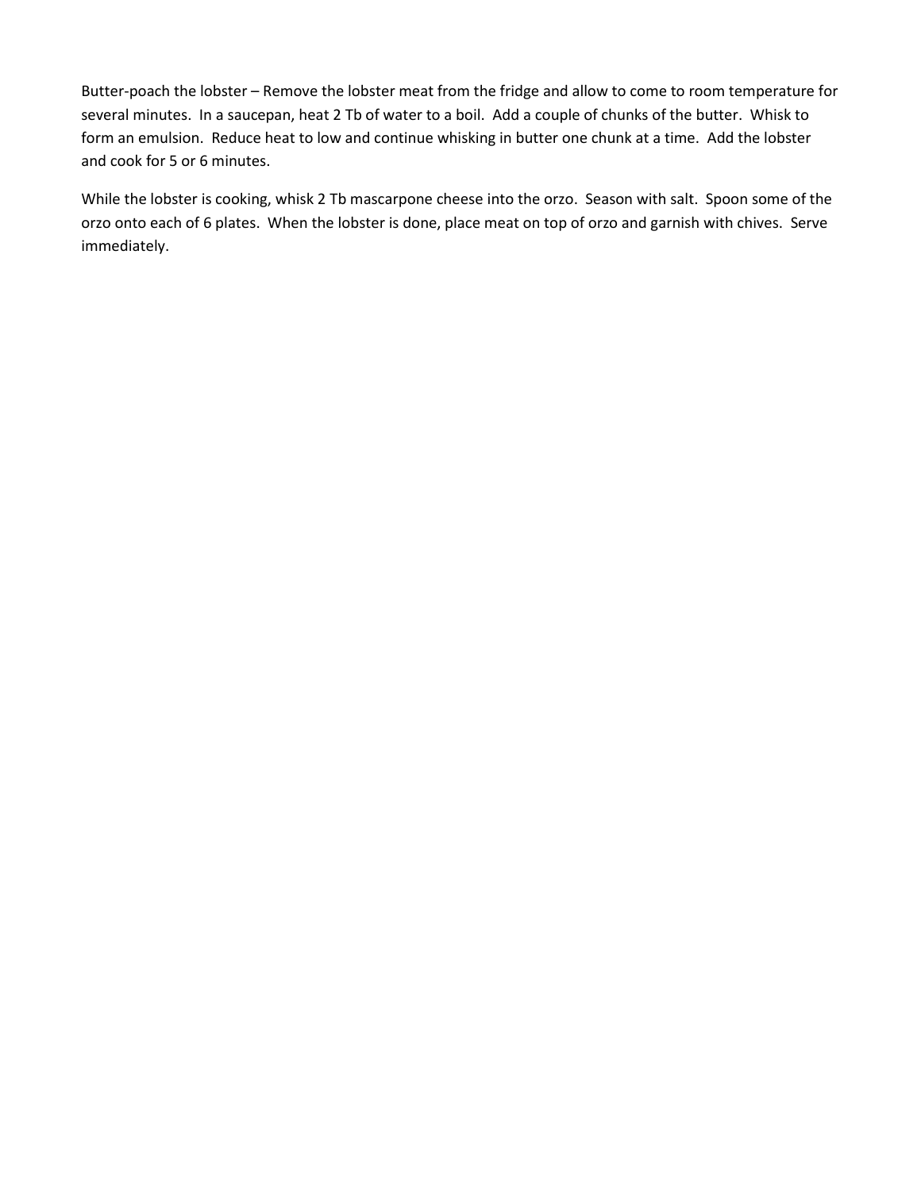Butter-poach the lobster – Remove the lobster meat from the fridge and allow to come to room temperature for several minutes. In a saucepan, heat 2 Tb of water to a boil. Add a couple of chunks of the butter. Whisk to form an emulsion. Reduce heat to low and continue whisking in butter one chunk at a time. Add the lobster and cook for 5 or 6 minutes.

While the lobster is cooking, whisk 2 Tb mascarpone cheese into the orzo. Season with salt. Spoon some of the orzo onto each of 6 plates. When the lobster is done, place meat on top of orzo and garnish with chives. Serve immediately.